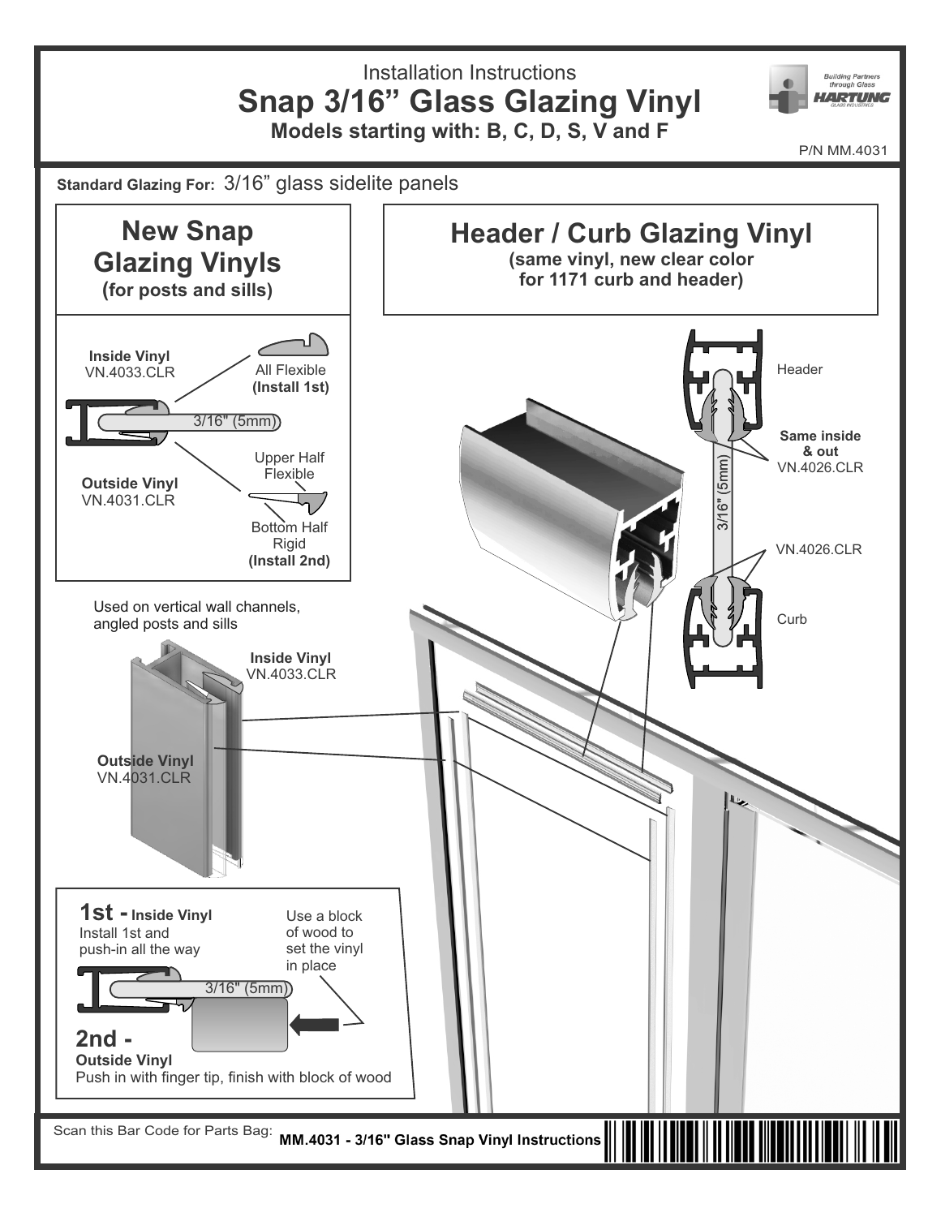Installation Instructions

# Snap 3/16" Glass Glazing Vinyl

**Models starting with: B, C, D, S, V and F**

P/N MM.4031

**Standard Glazing For:** 3/16" glass sidelite panels

## New Snap Glazing Vinyls

**(for posts and sills)**

**Inside Vinyl**
VN.4033.CLR

All Flexible
**(Install 1st)**

3/16" (5mm)

**Outside Vinyl**
VN.4031.CLR

Upper Half Flexible

Bottom Half Rigid
**(Install 2nd)**

Used on vertical wall channels, angled posts and sills

**Inside Vinyl**
VN.4033.CLR

**Outside Vinyl**
VN.4031.CLR

## Header / Curb Glazing Vinyl

**(same vinyl, new clear color for 1171 curb and header)**

Header

**Same inside & out**
VN.4026.CLR

3/16" (5mm)

VN.4026.CLR

Curb

**1st - Inside Vinyl**
Install 1st and push-in all the way

Use a block of wood to set the vinyl in place

3/16" (5mm)

**2nd -**
**Outside Vinyl**
Push in with finger tip, finish with block of wood

Scan this Bar Code for Parts Bag: **MM.4031 - 3/16" Glass Snap Vinyl Instructions**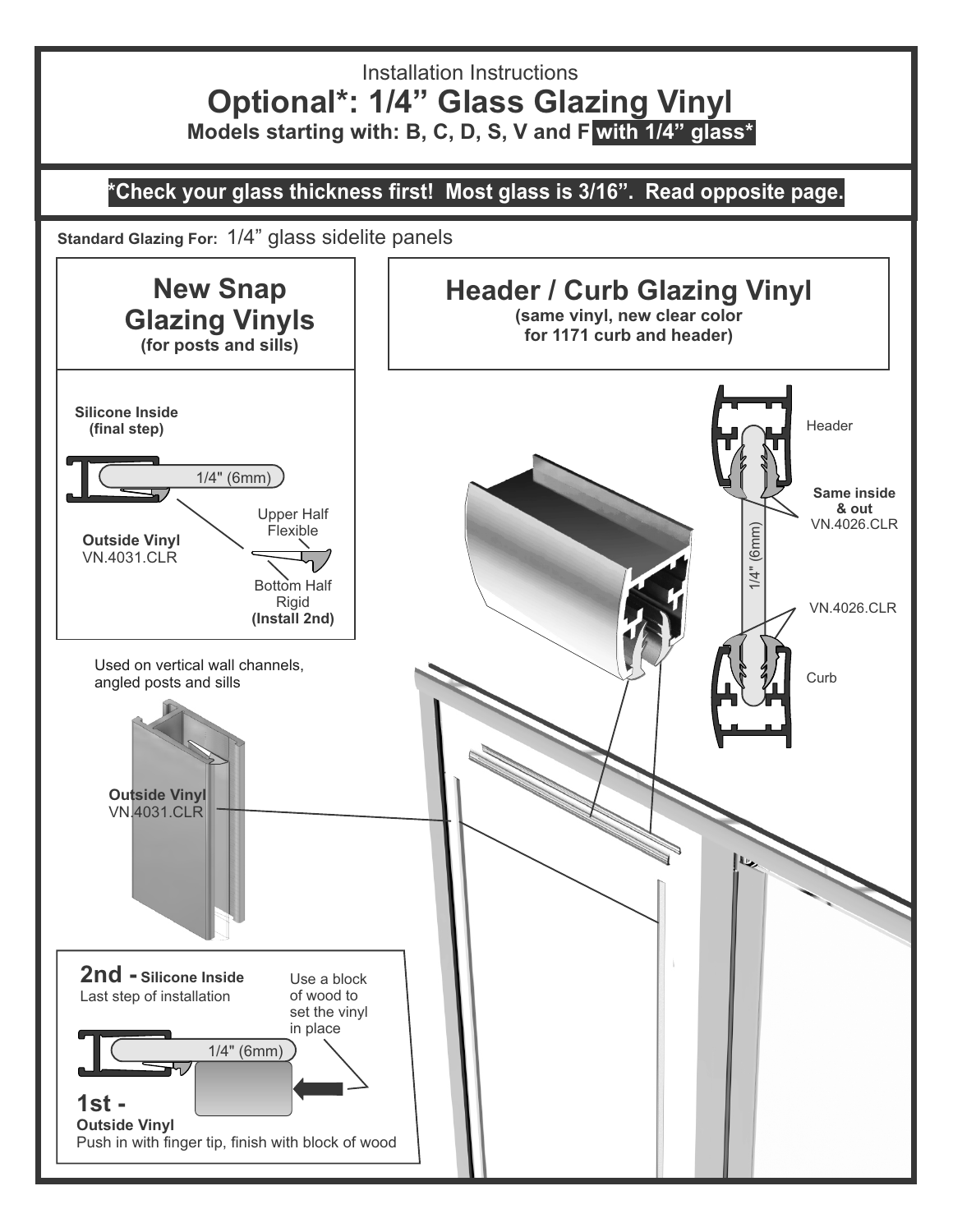Installation Instructions

# Optional*: 1/4” Glass Glazing Vinyl

**Models starting with: B, C, D, S, V and F with 1/4” glass***

**\*Check your glass thickness first! Most glass is 3/16”. Read opposite page.**

**Standard Glazing For:** 1/4” glass sidelite panels

## New Snap Glazing Vinyls

**(for posts and sills)**

**Silicone Inside (final step)**

1/4" (6mm)

**Outside Vinyl**
VN.4031.CLR

Upper Half Flexible

Bottom Half Rigid
**(Install 2nd)**

Used on vertical wall channels, angled posts and sills

**Outside Vinyl**
VN.4031.CLR

**2nd -** **Silicone Inside**
Last step of installation

Use a block of wood to set the vinyl in place

1/4" (6mm)

**1st -**
**Outside Vinyl**
Push in with finger tip, finish with block of wood

## Header / Curb Glazing Vinyl

**(same vinyl, new clear color for 1171 curb and header)**

Header

**Same inside & out**
VN.4026.CLR

1/4" (6mm)

VN.4026.CLR

Curb